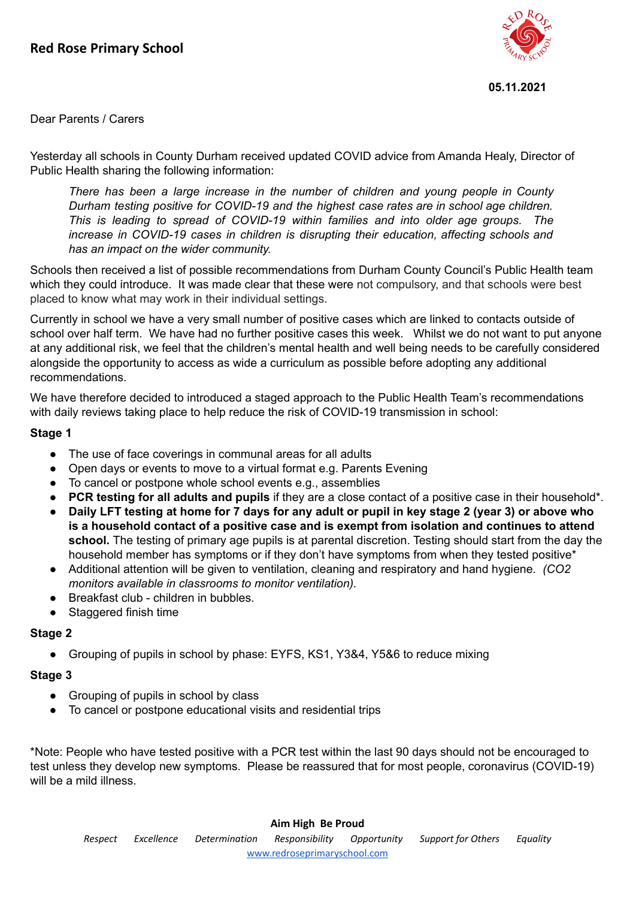# Red Rose Primary School

**05.11.2021**

Dear Parents / Carers

Yesterday all schools in County Durham received updated COVID advice from Amanda Healy, Director of Public Health sharing the following information:

> *There has been a large increase in the number of children and young people in County Durham testing positive for COVID-19 and the highest case rates are in school age children. This is leading to spread of COVID-19 within families and into older age groups. The increase in COVID-19 cases in children is disrupting their education, affecting schools and has an impact on the wider community.*

Schools then received a list of possible recommendations from Durham County Council's Public Health team which they could introduce. It was made clear that these were not compulsory, and that schools were best placed to know what may work in their individual settings.

Currently in school we have a very small number of positive cases which are linked to contacts outside of school over half term. We have had no further positive cases this week. Whilst we do not want to put anyone at any additional risk, we feel that the children's mental health and well being needs to be carefully considered alongside the opportunity to access as wide a curriculum as possible before adopting any additional recommendations.

We have therefore decided to introduced a staged approach to the Public Health Team's recommendations with daily reviews taking place to help reduce the risk of COVID-19 transmission in school:

**Stage 1**

- The use of face coverings in communal areas for all adults
- Open days or events to move to a virtual format e.g. Parents Evening
- To cancel or postpone whole school events e.g., assemblies
- **PCR testing for all adults and pupils** if they are a close contact of a positive case in their household*.
- **Daily LFT testing at home for 7 days for any adult or pupil in key stage 2 (year 3) or above who is a household contact of a positive case and is exempt from isolation and continues to attend school.** The testing of primary age pupils is at parental discretion. Testing should start from the day the household member has symptoms or if they don't have symptoms from when they tested positive*
- Additional attention will be given to ventilation, cleaning and respiratory and hand hygiene. *(CO2 monitors available in classrooms to monitor ventilation).*
- Breakfast club - children in bubbles.
- Staggered finish time

**Stage 2**

- Grouping of pupils in school by phase: EYFS, KS1, Y3&4, Y5&6 to reduce mixing

**Stage 3**

- Grouping of pupils in school by class
- To cancel or postpone educational visits and residential trips

*Note: People who have tested positive with a PCR test within the last 90 days should not be encouraged to test unless they develop new symptoms. Please be reassured that for most people, coronavirus (COVID-19) will be a mild illness.

**Aim High Be Proud**

*Respect Excellence Determination Responsibility Opportunity Support for Others Equality*

www.redroseprimaryschool.com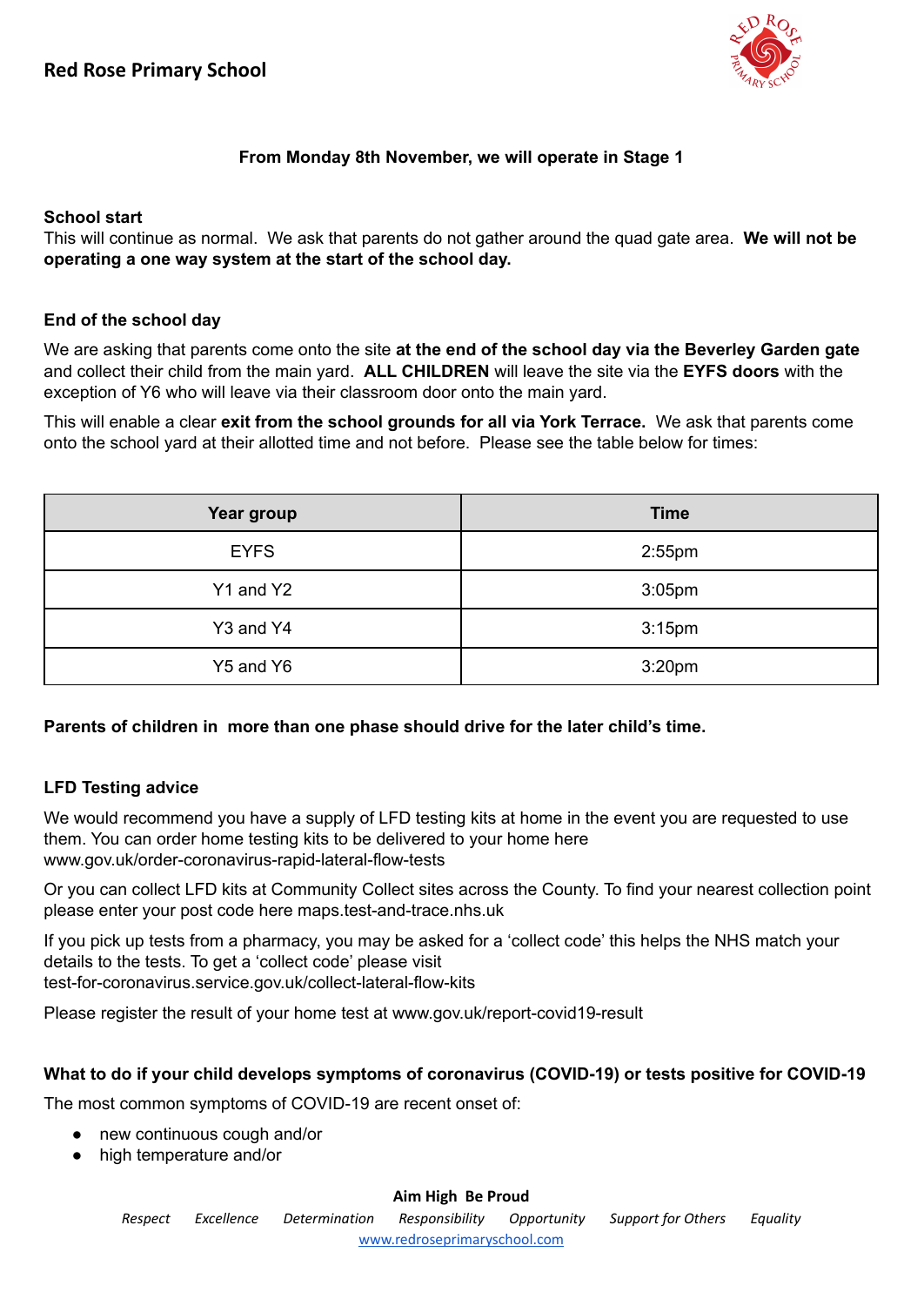**Red Rose Primary School**

**From Monday 8th November, we will operate in Stage 1**

**School start**

This will continue as normal. We ask that parents do not gather around the quad gate area. **We will not be operating a one way system at the start of the school day.**

**End of the school day**

We are asking that parents come onto the site **at the end of the school day via the Beverley Garden gate** and collect their child from the main yard. **ALL CHILDREN** will leave the site via the **EYFS doors** with the exception of Y6 who will leave via their classroom door onto the main yard.

This will enable a clear **exit from the school grounds for all via York Terrace.** We ask that parents come onto the school yard at their allotted time and not before. Please see the table below for times:

| Year group | Time |
|---|---|
| EYFS | 2:55pm |
| Y1 and Y2 | 3:05pm |
| Y3 and Y4 | 3:15pm |
| Y5 and Y6 | 3:20pm |

**Parents of children in more than one phase should drive for the later child's time.**

**LFD Testing advice**

We would recommend you have a supply of LFD testing kits at home in the event you are requested to use them. You can order home testing kits to be delivered to your home here www.gov.uk/order-coronavirus-rapid-lateral-flow-tests

Or you can collect LFD kits at Community Collect sites across the County. To find your nearest collection point please enter your post code here maps.test-and-trace.nhs.uk

If you pick up tests from a pharmacy, you may be asked for a 'collect code' this helps the NHS match your details to the tests. To get a 'collect code' please visit test-for-coronavirus.service.gov.uk/collect-lateral-flow-kits

Please register the result of your home test at www.gov.uk/report-covid19-result

**What to do if your child develops symptoms of coronavirus (COVID-19) or tests positive for COVID-19**

The most common symptoms of COVID-19 are recent onset of:

- new continuous cough and/or
- high temperature and/or

**Aim High Be Proud**

*Respect Excellence Determination Responsibility Opportunity Support for Others Equality*

www.redroseprimaryschool.com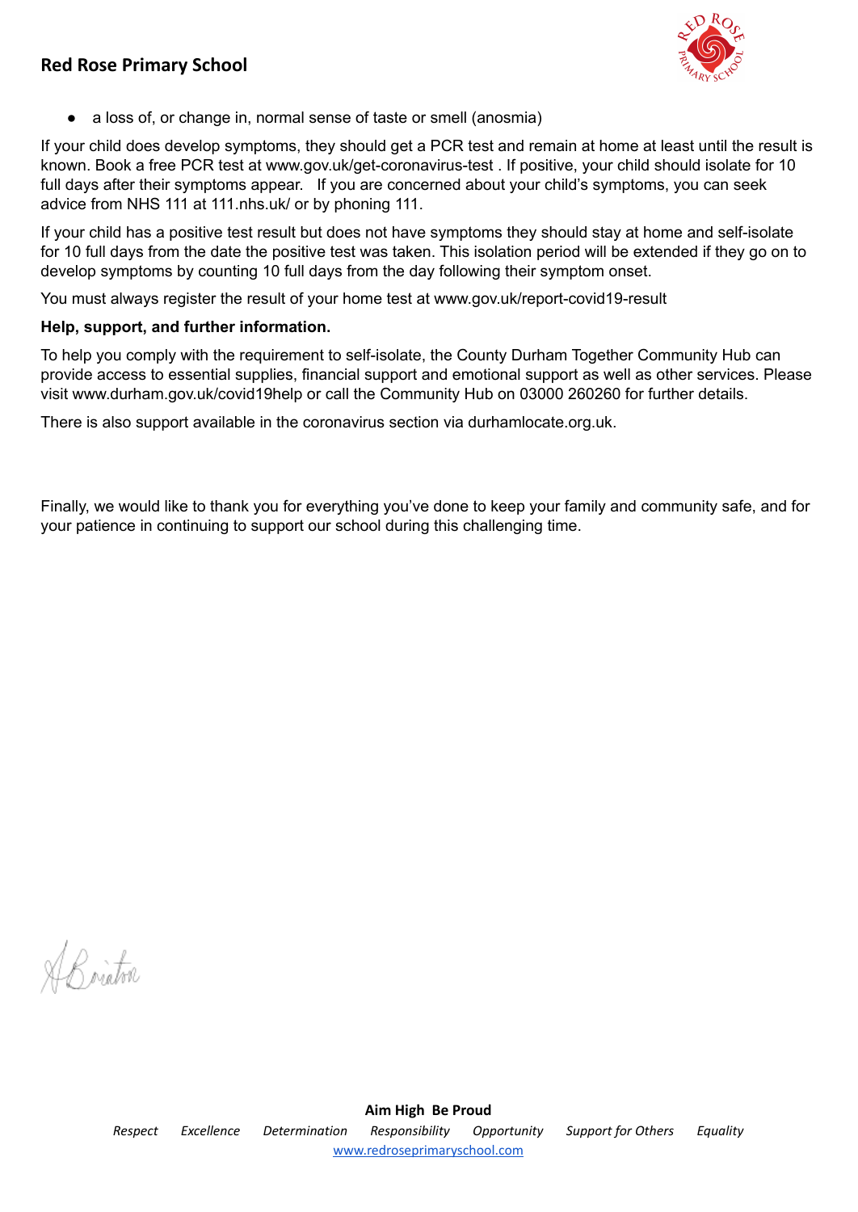- a loss of, or change in, normal sense of taste or smell (anosmia)

If your child does develop symptoms, they should get a PCR test and remain at home at least until the result is known. Book a free PCR test at www.gov.uk/get-coronavirus-test . If positive, your child should isolate for 10 full days after their symptoms appear. If you are concerned about your child's symptoms, you can seek advice from NHS 111 at 111.nhs.uk/ or by phoning 111.

If your child has a positive test result but does not have symptoms they should stay at home and self-isolate for 10 full days from the date the positive test was taken. This isolation period will be extended if they go on to develop symptoms by counting 10 full days from the day following their symptom onset.

You must always register the result of your home test at www.gov.uk/report-covid19-result

**Help, support, and further information.**

To help you comply with the requirement to self-isolate, the County Durham Together Community Hub can provide access to essential supplies, financial support and emotional support as well as other services. Please visit www.durham.gov.uk/covid19help or call the Community Hub on 03000 260260 for further details.

There is also support available in the coronavirus section via durhamlocate.org.uk.

Finally, we would like to thank you for everything you've done to keep your family and community safe, and for your patience in continuing to support our school during this challenging time.

A Brierton

**Aim High Be Proud**

*Respect Excellence Determination Responsibility Opportunity Support for Others Equality*

www.redroseprimaryschool.com